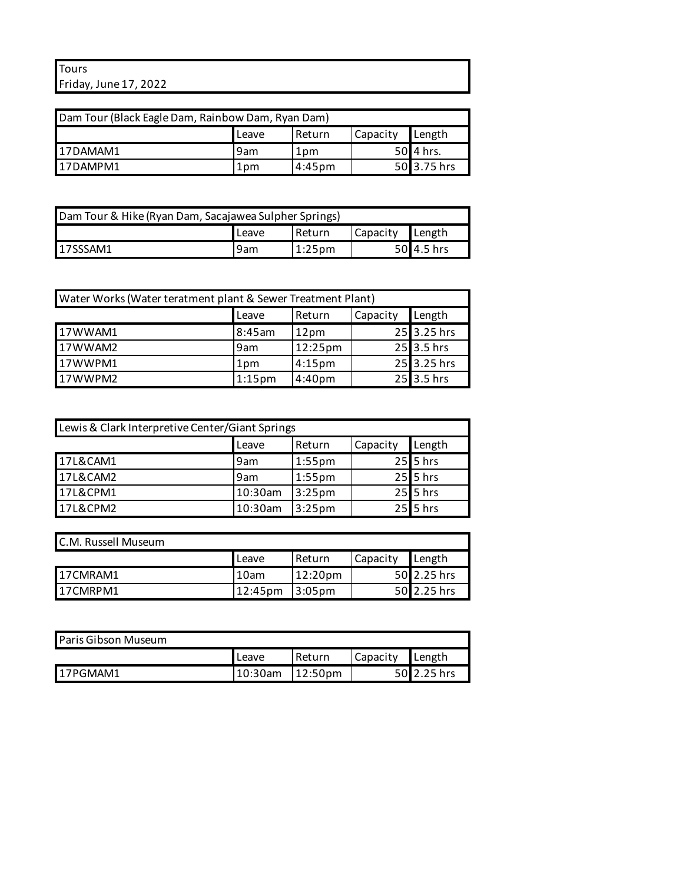# Tours
Friday, June 17, 2022

## Dam Tour (Black Eagle Dam, Rainbow Dam, Ryan Dam)

| | Leave | Return | Capacity | Length |
|---|---|---|---|---|
| 17DAMAM1 | 9am | 1pm | 50 | 4 hrs. |
| 17DAMPM1 | 1pm | 4:45pm | 50 | 3.75 hrs |

## Dam Tour & Hike (Ryan Dam, Sacajawea Sulpher Springs)

| | Leave | Return | Capacity | Length |
|---|---|---|---|---|
| 17SSSAM1 | 9am | 1:25pm | 50 | 4.5 hrs |

## Water Works (Water teratment plant & Sewer Treatment Plant)

| | Leave | Return | Capacity | Length |
|---|---|---|---|---|
| 17WWAM1 | 8:45am | 12pm | 25 | 3.25 hrs |
| 17WWAM2 | 9am | 12:25pm | 25 | 3.5 hrs |
| 17WWPM1 | 1pm | 4:15pm | 25 | 3.25 hrs |
| 17WWPM2 | 1:15pm | 4:40pm | 25 | 3.5 hrs |

## Lewis & Clark Interpretive Center/Giant Springs

| | Leave | Return | Capacity | Length |
|---|---|---|---|---|
| 17L&CAM1 | 9am | 1:55pm | 25 | 5 hrs |
| 17L&CAM2 | 9am | 1:55pm | 25 | 5 hrs |
| 17L&CPM1 | 10:30am | 3:25pm | 25 | 5 hrs |
| 17L&CPM2 | 10:30am | 3:25pm | 25 | 5 hrs |

## C.M. Russell Museum

| | Leave | Return | Capacity | Length |
|---|---|---|---|---|
| 17CMRAM1 | 10am | 12:20pm | 50 | 2.25 hrs |
| 17CMRPM1 | 12:45pm | 3:05pm | 50 | 2.25 hrs |

## Paris Gibson Museum

| | Leave | Return | Capacity | Length |
|---|---|---|---|---|
| 17PGMAM1 | 10:30am | 12:50pm | 50 | 2.25 hrs |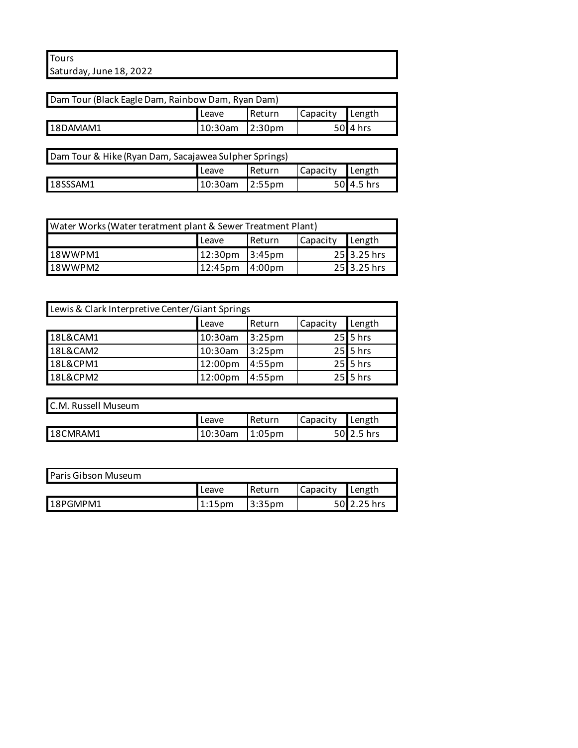Tours
Saturday, June 18, 2022

| Dam Tour (Black Eagle Dam, Rainbow Dam, Ryan Dam) | | | | |
|---|---|---|---|---|
| | Leave | Return | Capacity | Length |
| 18DAMAM1 | 10:30am | 2:30pm | 50 | 4 hrs |

| Dam Tour & Hike (Ryan Dam, Sacajawea Sulpher Springs) | | | | |
|---|---|---|---|---|
| | Leave | Return | Capacity | Length |
| 18SSSAM1 | 10:30am | 2:55pm | 50 | 4.5 hrs |

| Water Works (Water teratment plant & Sewer Treatment Plant) | | | | |
|---|---|---|---|---|
| | Leave | Return | Capacity | Length |
| 18WWPM1 | 12:30pm | 3:45pm | 25 | 3.25 hrs |
| 18WWPM2 | 12:45pm | 4:00pm | 25 | 3.25 hrs |

| Lewis & Clark Interpretive Center/Giant Springs | | | | |
|---|---|---|---|---|
| | Leave | Return | Capacity | Length |
| 18L&CAM1 | 10:30am | 3:25pm | 25 | 5 hrs |
| 18L&CAM2 | 10:30am | 3:25pm | 25 | 5 hrs |
| 18L&CPM1 | 12:00pm | 4:55pm | 25 | 5 hrs |
| 18L&CPM2 | 12:00pm | 4:55pm | 25 | 5 hrs |

| C.M. Russell Museum | | | | |
|---|---|---|---|---|
| | Leave | Return | Capacity | Length |
| 18CMRAM1 | 10:30am | 1:05pm | 50 | 2.5 hrs |

| Paris Gibson Museum | | | | |
|---|---|---|---|---|
| | Leave | Return | Capacity | Length |
| 18PGMPM1 | 1:15pm | 3:35pm | 50 | 2.25 hrs |